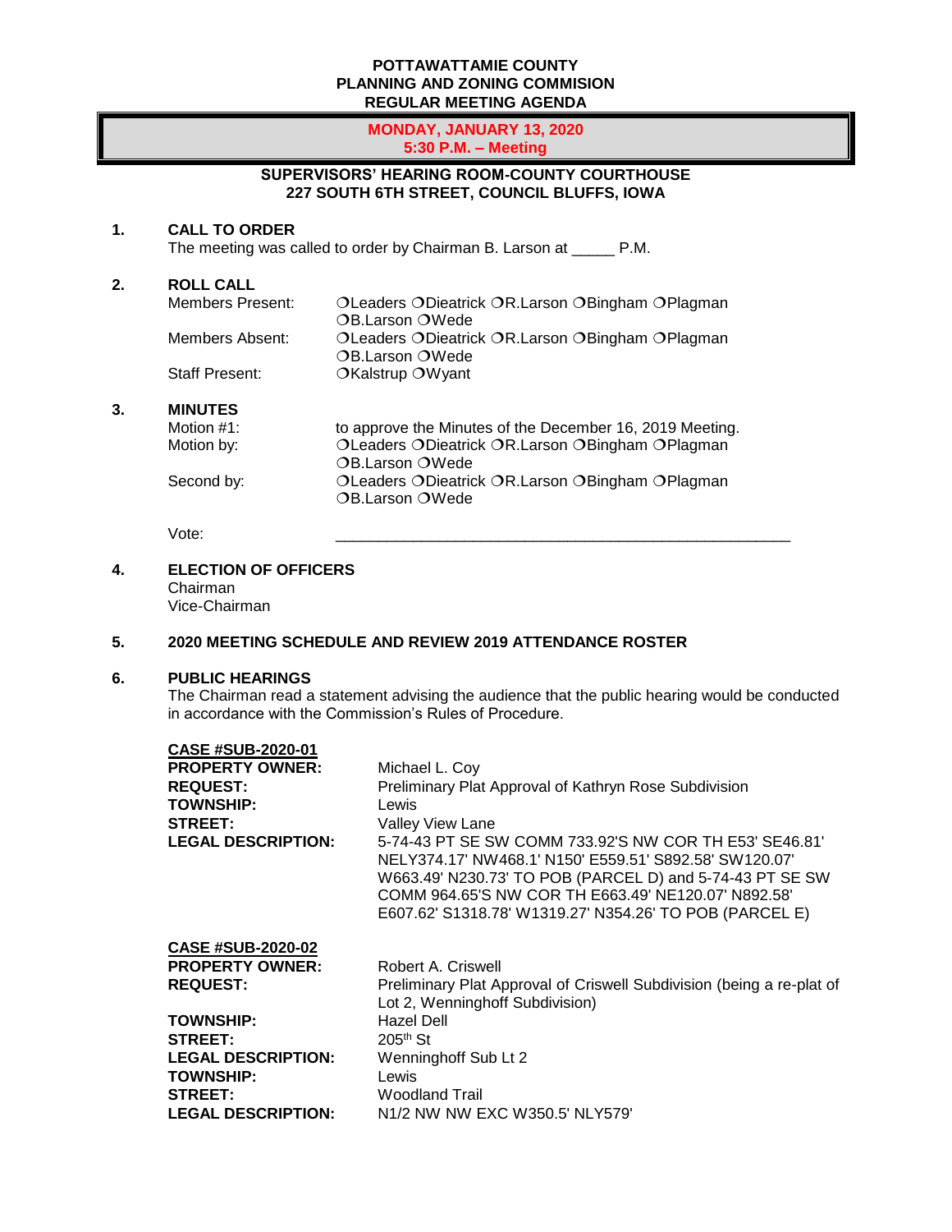**POTTAWATTAMIE COUNTY**
**PLANNING AND ZONING COMMISION**
**REGULAR MEETING AGENDA**

**MONDAY, JANUARY 13, 2020**
**5:30 P.M. – Meeting**

**SUPERVISORS' HEARING ROOM-COUNTY COURTHOUSE**
**227 SOUTH 6TH STREET, COUNCIL BLUFFS, IOWA**

**1. CALL TO ORDER**

The meeting was called to order by Chairman B. Larson at _____ P.M.

**2. ROLL CALL**

Members Present: ❍Leaders ❍Dieatrick ❍R.Larson ❍Bingham ❍Plagman ❍B.Larson ❍Wede

Members Absent: ❍Leaders ❍Dieatrick ❍R.Larson ❍Bingham ❍Plagman ❍B.Larson ❍Wede

Staff Present: ❍Kalstrup ❍Wyant

**3. MINUTES**

Motion #1: to approve the Minutes of the December 16, 2019 Meeting.

Motion by: ❍Leaders ❍Dieatrick ❍R.Larson ❍Bingham ❍Plagman ❍B.Larson ❍Wede

Second by: ❍Leaders ❍Dieatrick ❍R.Larson ❍Bingham ❍Plagman ❍B.Larson ❍Wede

Vote: _______________________________________________________

**4. ELECTION OF OFFICERS**

Chairman
Vice-Chairman

**5. 2020 MEETING SCHEDULE AND REVIEW 2019 ATTENDANCE ROSTER**

**6. PUBLIC HEARINGS**

The Chairman read a statement advising the audience that the public hearing would be conducted in accordance with the Commission's Rules of Procedure.

**CASE #SUB-2020-01**

**PROPERTY OWNER:** Michael L. Coy
**REQUEST:** Preliminary Plat Approval of Kathryn Rose Subdivision
**TOWNSHIP:** Lewis
**STREET:** Valley View Lane
**LEGAL DESCRIPTION:** 5-74-43 PT SE SW COMM 733.92'S NW COR TH E53' SE46.81' NELY374.17' NW468.1' N150' E559.51' S892.58' SW120.07' W663.49' N230.73' TO POB (PARCEL D) and 5-74-43 PT SE SW COMM 964.65'S NW COR TH E663.49' NE120.07' N892.58' E607.62' S1318.78' W1319.27' N354.26' TO POB (PARCEL E)

**CASE #SUB-2020-02**

**PROPERTY OWNER:** Robert A. Criswell
**REQUEST:** Preliminary Plat Approval of Criswell Subdivision (being a re-plat of Lot 2, Wenninghoff Subdivision)
**TOWNSHIP:** Hazel Dell
**STREET:** 205th St
**LEGAL DESCRIPTION:** Wenninghoff Sub Lt 2
**TOWNSHIP:** Lewis
**STREET:** Woodland Trail
**LEGAL DESCRIPTION:** N1/2 NW NW EXC W350.5' NLY579'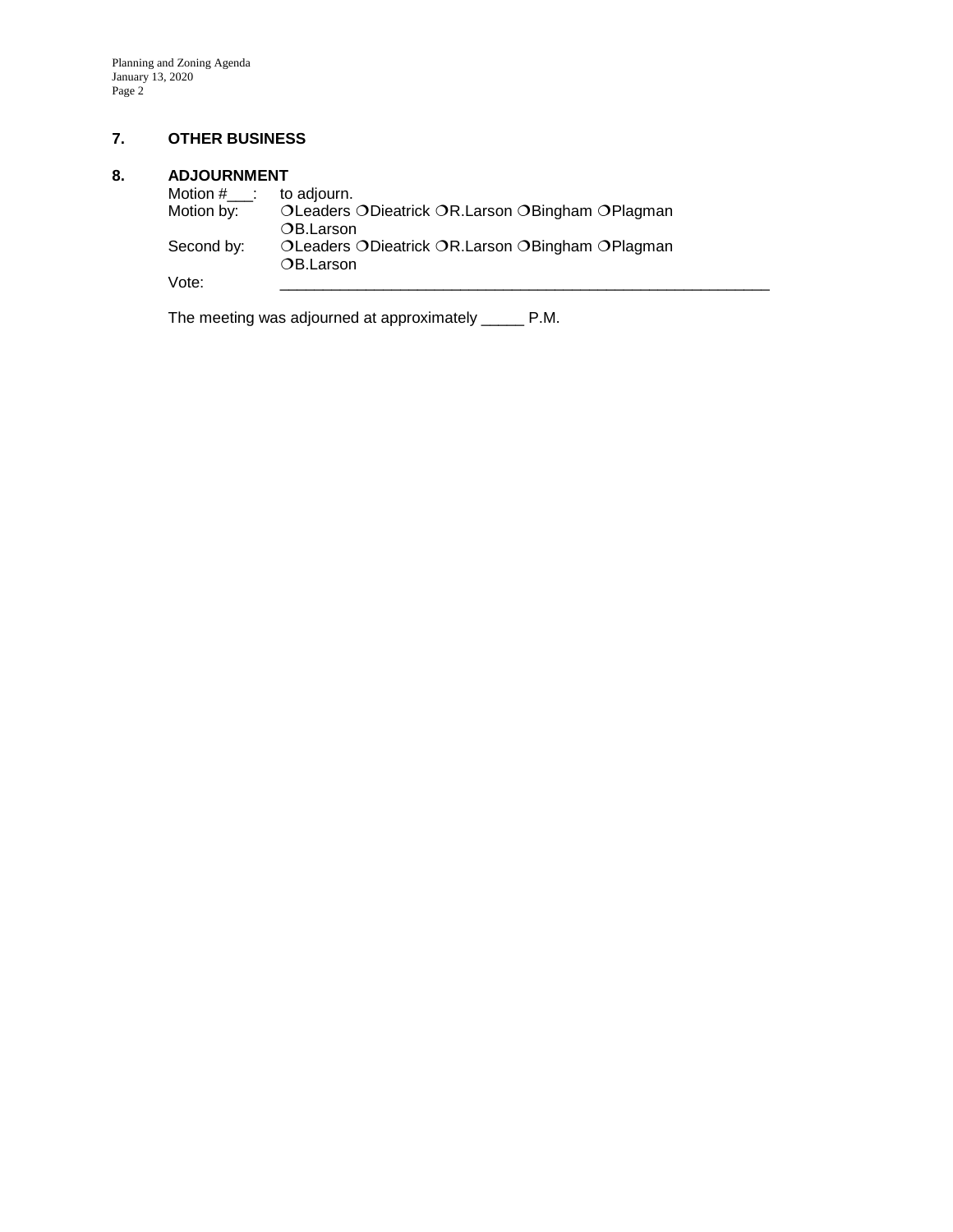## 7. OTHER BUSINESS

## 8. ADJOURNMENT

Motion #___: to adjourn.

Motion by: ❍Leaders ❍Dieatrick ❍R.Larson ❍Bingham ❍Plagman ❍B.Larson

Second by: ❍Leaders ❍Dieatrick ❍R.Larson ❍Bingham ❍Plagman ❍B.Larson

Vote: ____________________________________________________________

The meeting was adjourned at approximately _____ P.M.